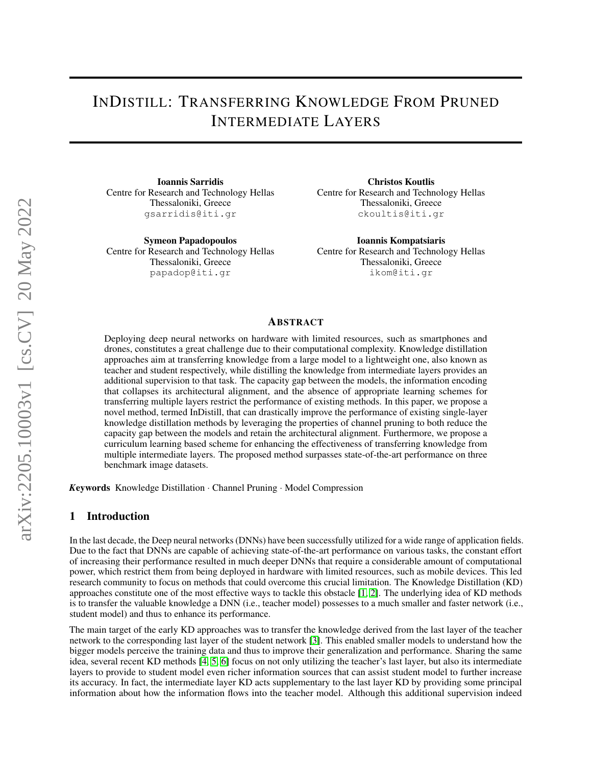# InDistill: Transferring Knowledge From Pruned Intermediate Layers

**Ioannis Sarridis**
Centre for Research and Technology Hellas
Thessaloniki, Greece
gsarridis@iti.gr

**Christos Koutlis**
Centre for Research and Technology Hellas
Thessaloniki, Greece
ckoutlis@iti.gr

**Symeon Papadopoulos**
Centre for Research and Technology Hellas
Thessaloniki, Greece
papadop@iti.gr

**Ioannis Kompatsiaris**
Centre for Research and Technology Hellas
Thessaloniki, Greece
ikom@iti.gr

## Abstract

Deploying deep neural networks on hardware with limited resources, such as smartphones and drones, constitutes a great challenge due to their computational complexity. Knowledge distillation approaches aim at transferring knowledge from a large model to a lightweight one, also known as teacher and student respectively, while distilling the knowledge from intermediate layers provides an additional supervision to that task. The capacity gap between the models, the information encoding that collapses its architectural alignment, and the absence of appropriate learning schemes for transferring multiple layers restrict the performance of existing methods. In this paper, we propose a novel method, termed InDistill, that can drastically improve the performance of existing single-layer knowledge distillation methods by leveraging the properties of channel pruning to both reduce the capacity gap between the models and retain the architectural alignment. Furthermore, we propose a curriculum learning based scheme for enhancing the effectiveness of transferring knowledge from multiple intermediate layers. The proposed method surpasses state-of-the-art performance on three benchmark image datasets.

***Keywords*** Knowledge Distillation · Channel Pruning · Model Compression

## 1 Introduction

In the last decade, the Deep neural networks (DNNs) have been successfully utilized for a wide range of application fields. Due to the fact that DNNs are capable of achieving state-of-the-art performance on various tasks, the constant effort of increasing their performance resulted in much deeper DNNs that require a considerable amount of computational power, which restrict them from being deployed in hardware with limited resources, such as mobile devices. This led research community to focus on methods that could overcome this crucial limitation. The Knowledge Distillation (KD) approaches constitute one of the most effective ways to tackle this obstacle [1, 2]. The underlying idea of KD methods is to transfer the valuable knowledge a DNN (i.e., teacher model) possesses to a much smaller and faster network (i.e., student model) and thus to enhance its performance.

The main target of the early KD approaches was to transfer the knowledge derived from the last layer of the teacher network to the corresponding last layer of the student network [3]. This enabled smaller models to understand how the bigger models perceive the training data and thus to improve their generalization and performance. Sharing the same idea, several recent KD methods [4, 5, 6] focus on not only utilizing the teacher's last layer, but also its intermediate layers to provide to student model even richer information sources that can assist student model to further increase its accuracy. In fact, the intermediate layer KD acts supplementary to the last layer KD by providing some principal information about how the information flows into the teacher model. Although this additional supervision indeed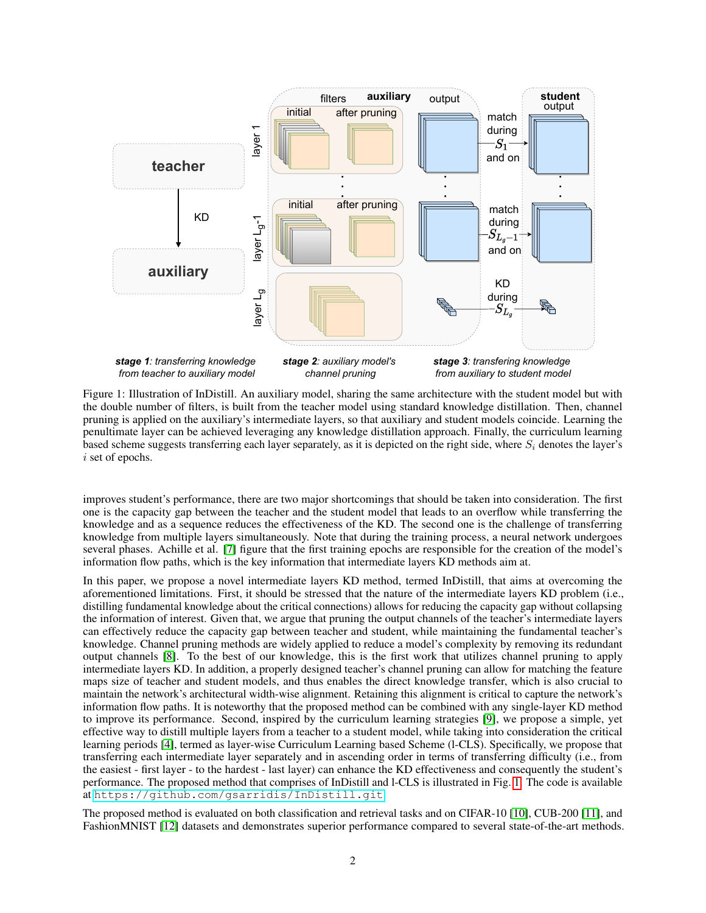teacher

KD

auxiliary

filters auxiliary output

initial after pruning

layer 1

match during $S_1$ and on

initial after pruning

layer $L_g$-1

match during $S_{L_g-1}$ and on

layer $L_g$

KD during $S_{L_g}$

student output

***stage 1**: transferring knowledge from teacher to auxiliary model*

***stage 2**: auxiliary model's channel pruning*

***stage 3**: transfering knowledge from auxiliary to student model*

Figure 1: Illustration of InDistill. An auxiliary model, sharing the same architecture with the student model but with the double number of filters, is built from the teacher model using standard knowledge distillation. Then, channel pruning is applied on the auxiliary's intermediate layers, so that auxiliary and student models coincide. Learning the penultimate layer can be achieved leveraging any knowledge distillation approach. Finally, the curriculum learning based scheme suggests transferring each layer separately, as it is depicted on the right side, where $S_i$ denotes the layer's $i$ set of epochs.

improves student's performance, there are two major shortcomings that should be taken into consideration. The first one is the capacity gap between the teacher and the student model that leads to an overflow while transferring the knowledge and as a sequence reduces the effectiveness of the KD. The second one is the challenge of transferring knowledge from multiple layers simultaneously. Note that during the training process, a neural network undergoes several phases. Achille et al. [7] figure that the first training epochs are responsible for the creation of the model's information flow paths, which is the key information that intermediate layers KD methods aim at.

In this paper, we propose a novel intermediate layers KD method, termed InDistill, that aims at overcoming the aforementioned limitations. First, it should be stressed that the nature of the intermediate layers KD problem (i.e., distilling fundamental knowledge about the critical connections) allows for reducing the capacity gap without collapsing the information of interest. Given that, we argue that pruning the output channels of the teacher's intermediate layers can effectively reduce the capacity gap between teacher and student, while maintaining the fundamental teacher's knowledge. Channel pruning methods are widely applied to reduce a model's complexity by removing its redundant output channels [8]. To the best of our knowledge, this is the first work that utilizes channel pruning to apply intermediate layers KD. In addition, a properly designed teacher's channel pruning can allow for matching the feature maps size of teacher and student models, and thus enables the direct knowledge transfer, which is also crucial to maintain the network's architectural width-wise alignment. Retaining this alignment is critical to capture the network's information flow paths. It is noteworthy that the proposed method can be combined with any single-layer KD method to improve its performance. Second, inspired by the curriculum learning strategies [9], we propose a simple, yet effective way to distill multiple layers from a teacher to a student model, while taking into consideration the critical learning periods [4], termed as layer-wise Curriculum Learning based Scheme (l-CLS). Specifically, we propose that transferring each intermediate layer separately and in ascending order in terms of transferring difficulty (i.e., from the easiest - first layer - to the hardest - last layer) can enhance the KD effectiveness and consequently the student's performance. The proposed method that comprises of InDistill and l-CLS is illustrated in Fig. 1. The code is available at https://github.com/gsarridis/InDistill.git

The proposed method is evaluated on both classification and retrieval tasks and on CIFAR-10 [10], CUB-200 [11], and FashionMNIST [12] datasets and demonstrates superior performance compared to several state-of-the-art methods.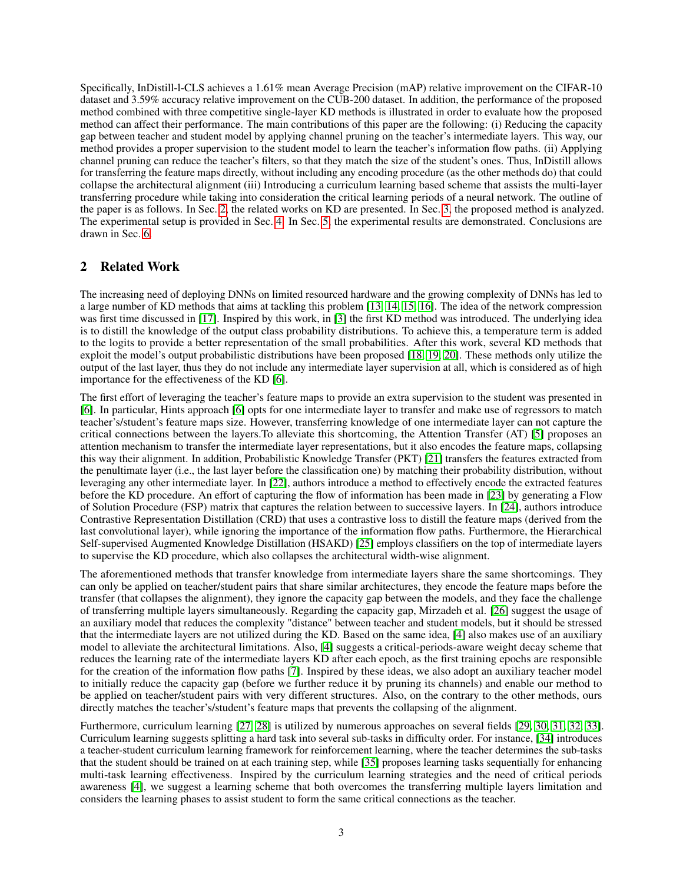Specifically, InDistill-l-CLS achieves a 1.61% mean Average Precision (mAP) relative improvement on the CIFAR-10 dataset and 3.59% accuracy relative improvement on the CUB-200 dataset. In addition, the performance of the proposed method combined with three competitive single-layer KD methods is illustrated in order to evaluate how the proposed method can affect their performance. The main contributions of this paper are the following: (i) Reducing the capacity gap between teacher and student model by applying channel pruning on the teacher's intermediate layers. This way, our method provides a proper supervision to the student model to learn the teacher's information flow paths. (ii) Applying channel pruning can reduce the teacher's filters, so that they match the size of the student's ones. Thus, InDistill allows for transferring the feature maps directly, without including any encoding procedure (as the other methods do) that could collapse the architectural alignment (iii) Introducing a curriculum learning based scheme that assists the multi-layer transferring procedure while taking into consideration the critical learning periods of a neural network. The outline of the paper is as follows. In Sec. 2, the related works on KD are presented. In Sec. 3, the proposed method is analyzed. The experimental setup is provided in Sec. 4. In Sec. 5, the experimental results are demonstrated. Conclusions are drawn in Sec. 6.

## 2 Related Work

The increasing need of deploying DNNs on limited resourced hardware and the growing complexity of DNNs has led to a large number of KD methods that aims at tackling this problem [13, 14, 15, 16]. The idea of the network compression was first time discussed in [17]. Inspired by this work, in [3] the first KD method was introduced. The underlying idea is to distill the knowledge of the output class probability distributions. To achieve this, a temperature term is added to the logits to provide a better representation of the small probabilities. After this work, several KD methods that exploit the model's output probabilistic distributions have been proposed [18, 19, 20]. These methods only utilize the output of the last layer, thus they do not include any intermediate layer supervision at all, which is considered as of high importance for the effectiveness of the KD [6].

The first effort of leveraging the teacher's feature maps to provide an extra supervision to the student was presented in [6]. In particular, Hints approach [6] opts for one intermediate layer to transfer and make use of regressors to match teacher's/student's feature maps size. However, transferring knowledge of one intermediate layer can not capture the critical connections between the layers.To alleviate this shortcoming, the Attention Transfer (AT) [5] proposes an attention mechanism to transfer the intermediate layer representations, but it also encodes the feature maps, collapsing this way their alignment. In addition, Probabilistic Knowledge Transfer (PKT) [21] transfers the features extracted from the penultimate layer (i.e., the last layer before the classification one) by matching their probability distribution, without leveraging any other intermediate layer. In [22], authors introduce a method to effectively encode the extracted features before the KD procedure. An effort of capturing the flow of information has been made in [23] by generating a Flow of Solution Procedure (FSP) matrix that captures the relation between to successive layers. In [24], authors introduce Contrastive Representation Distillation (CRD) that uses a contrastive loss to distill the feature maps (derived from the last convolutional layer), while ignoring the importance of the information flow paths. Furthermore, the Hierarchical Self-supervised Augmented Knowledge Distillation (HSAKD) [25] employs classifiers on the top of intermediate layers to supervise the KD procedure, which also collapses the architectural width-wise alignment.

The aforementioned methods that transfer knowledge from intermediate layers share the same shortcomings. They can only be applied on teacher/student pairs that share similar architectures, they encode the feature maps before the transfer (that collapses the alignment), they ignore the capacity gap between the models, and they face the challenge of transferring multiple layers simultaneously. Regarding the capacity gap, Mirzadeh et al. [26] suggest the usage of an auxiliary model that reduces the complexity "distance" between teacher and student models, but it should be stressed that the intermediate layers are not utilized during the KD. Based on the same idea, [4] also makes use of an auxiliary model to alleviate the architectural limitations. Also, [4] suggests a critical-periods-aware weight decay scheme that reduces the learning rate of the intermediate layers KD after each epoch, as the first training epochs are responsible for the creation of the information flow paths [7]. Inspired by these ideas, we also adopt an auxiliary teacher model to initially reduce the capacity gap (before we further reduce it by pruning its channels) and enable our method to be applied on teacher/student pairs with very different structures. Also, on the contrary to the other methods, ours directly matches the teacher's/student's feature maps that prevents the collapsing of the alignment.

Furthermore, curriculum learning [27, 28] is utilized by numerous approaches on several fields [29, 30, 31, 32, 33]. Curriculum learning suggests splitting a hard task into several sub-tasks in difficulty order. For instance, [34] introduces a teacher-student curriculum learning framework for reinforcement learning, where the teacher determines the sub-tasks that the student should be trained on at each training step, while [35] proposes learning tasks sequentially for enhancing multi-task learning effectiveness. Inspired by the curriculum learning strategies and the need of critical periods awareness [4], we suggest a learning scheme that both overcomes the transferring multiple layers limitation and considers the learning phases to assist student to form the same critical connections as the teacher.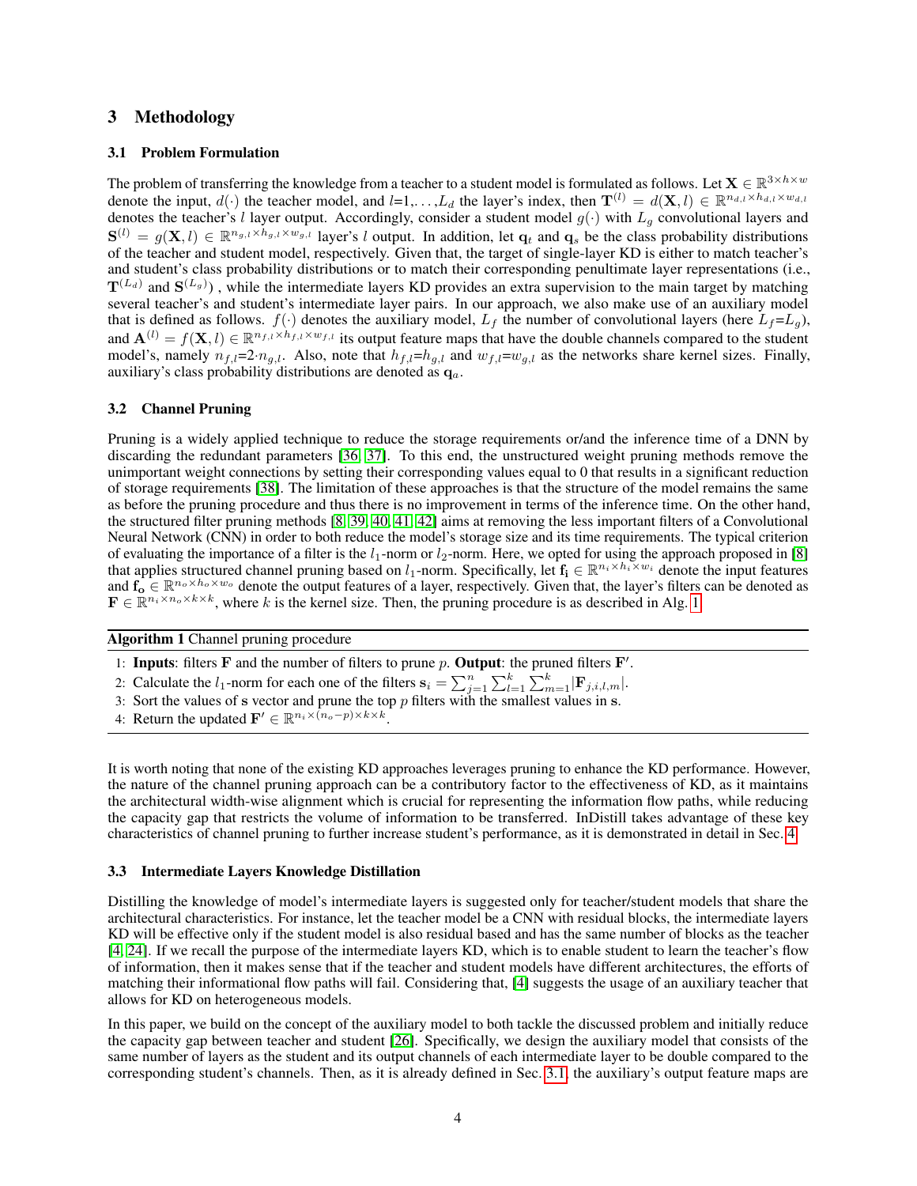## 3 Methodology

### 3.1 Problem Formulation

The problem of transferring the knowledge from a teacher to a student model is formulated as follows. Let $\mathbf{X} \in \mathbb{R}^{3\times h\times w}$ denote the input, $d(\cdot)$ the teacher model, and $l$=1,…,$L_d$ the layer's index, then $\mathbf{T}^{(l)} = d(\mathbf{X}, l) \in \mathbb{R}^{n_{d,l}\times h_{d,l}\times w_{d,l}}$ denotes the teacher's $l$ layer output. Accordingly, consider a student model $g(\cdot)$ with $L_g$ convolutional layers and $\mathbf{S}^{(l)} = g(\mathbf{X}, l) \in \mathbb{R}^{n_{g,l}\times h_{g,l}\times w_{g,l}}$ layer's $l$ output. In addition, let $\mathbf{q}_t$ and $\mathbf{q}_s$ be the class probability distributions of the teacher and student model, respectively. Given that, the target of single-layer KD is either to match teacher's and student's class probability distributions or to match their corresponding penultimate layer representations (i.e., $\mathbf{T}^{(L_d)}$ and $\mathbf{S}^{(L_g)}$) , while the intermediate layers KD provides an extra supervision to the main target by matching several teacher's and student's intermediate layer pairs. In our approach, we also make use of an auxiliary model that is defined as follows. $f(\cdot)$ denotes the auxiliary model, $L_f$ the number of convolutional layers (here $L_f$=$L_g$), and $\mathbf{A}^{(l)} = f(\mathbf{X}, l) \in \mathbb{R}^{n_{f,l}\times h_{f,l}\times w_{f,l}}$ its output feature maps that have the double channels compared to the student model's, namely $n_{f,l}$=2$\cdot n_{g,l}$. Also, note that $h_{f,l}$=$h_{g,l}$ and $w_{f,l}$=$w_{g,l}$ as the networks share kernel sizes. Finally, auxiliary's class probability distributions are denoted as $\mathbf{q}_a$.

### 3.2 Channel Pruning

Pruning is a widely applied technique to reduce the storage requirements or/and the inference time of a DNN by discarding the redundant parameters [36, 37]. To this end, the unstructured weight pruning methods remove the unimportant weight connections by setting their corresponding values equal to 0 that results in a significant reduction of storage requirements [38]. The limitation of these approaches is that the structure of the model remains the same as before the pruning procedure and thus there is no improvement in terms of the inference time. On the other hand, the structured filter pruning methods [8, 39, 40, 41, 42] aims at removing the less important filters of a Convolutional Neural Network (CNN) in order to both reduce the model's storage size and its time requirements. The typical criterion of evaluating the importance of a filter is the $l_1$-norm or $l_2$-norm. Here, we opted for using the approach proposed in [8] that applies structured channel pruning based on $l_1$-norm. Specifically, let $\mathbf{f_i} \in \mathbb{R}^{n_i\times h_i\times w_i}$ denote the input features and $\mathbf{f_o} \in \mathbb{R}^{n_o\times h_o\times w_o}$ denote the output features of a layer, respectively. Given that, the layer's filters can be denoted as $\mathbf{F} \in \mathbb{R}^{n_i\times n_o\times k\times k}$, where $k$ is the kernel size. Then, the pruning procedure is as described in Alg. 1.

**Algorithm 1** Channel pruning procedure

1: **Inputs**: filters $\mathbf{F}$ and the number of filters to prune $p$. **Output**: the pruned filters $\mathbf{F}'$.
2: Calculate the $l_1$-norm for each one of the filters $\mathbf{s}_i = \sum_{j=1}^{n}\sum_{l=1}^{k}\sum_{m=1}^{k}|\mathbf{F}_{j,i,l,m}|$.
3: Sort the values of $\mathbf{s}$ vector and prune the top $p$ filters with the smallest values in $\mathbf{s}$.
4: Return the updated $\mathbf{F}' \in \mathbb{R}^{n_i\times(n_o-p)\times k\times k}$.

It is worth noting that none of the existing KD approaches leverages pruning to enhance the KD performance. However, the nature of the channel pruning approach can be a contributory factor to the effectiveness of KD, as it maintains the architectural width-wise alignment which is crucial for representing the information flow paths, while reducing the capacity gap that restricts the volume of information to be transferred. InDistill takes advantage of these key characteristics of channel pruning to further increase student's performance, as it is demonstrated in detail in Sec. 4.

### 3.3 Intermediate Layers Knowledge Distillation

Distilling the knowledge of model's intermediate layers is suggested only for teacher/student models that share the architectural characteristics. For instance, let the teacher model be a CNN with residual blocks, the intermediate layers KD will be effective only if the student model is also residual based and has the same number of blocks as the teacher [4, 24]. If we recall the purpose of the intermediate layers KD, which is to enable student to learn the teacher's flow of information, then it makes sense that if the teacher and student models have different architectures, the efforts of matching their informational flow paths will fail. Considering that, [4] suggests the usage of an auxiliary teacher that allows for KD on heterogeneous models.

In this paper, we build on the concept of the auxiliary model to both tackle the discussed problem and initially reduce the capacity gap between teacher and student [26]. Specifically, we design the auxiliary model that consists of the same number of layers as the student and its output channels of each intermediate layer to be double compared to the corresponding student's channels. Then, as it is already defined in Sec. 3.1, the auxiliary's output feature maps are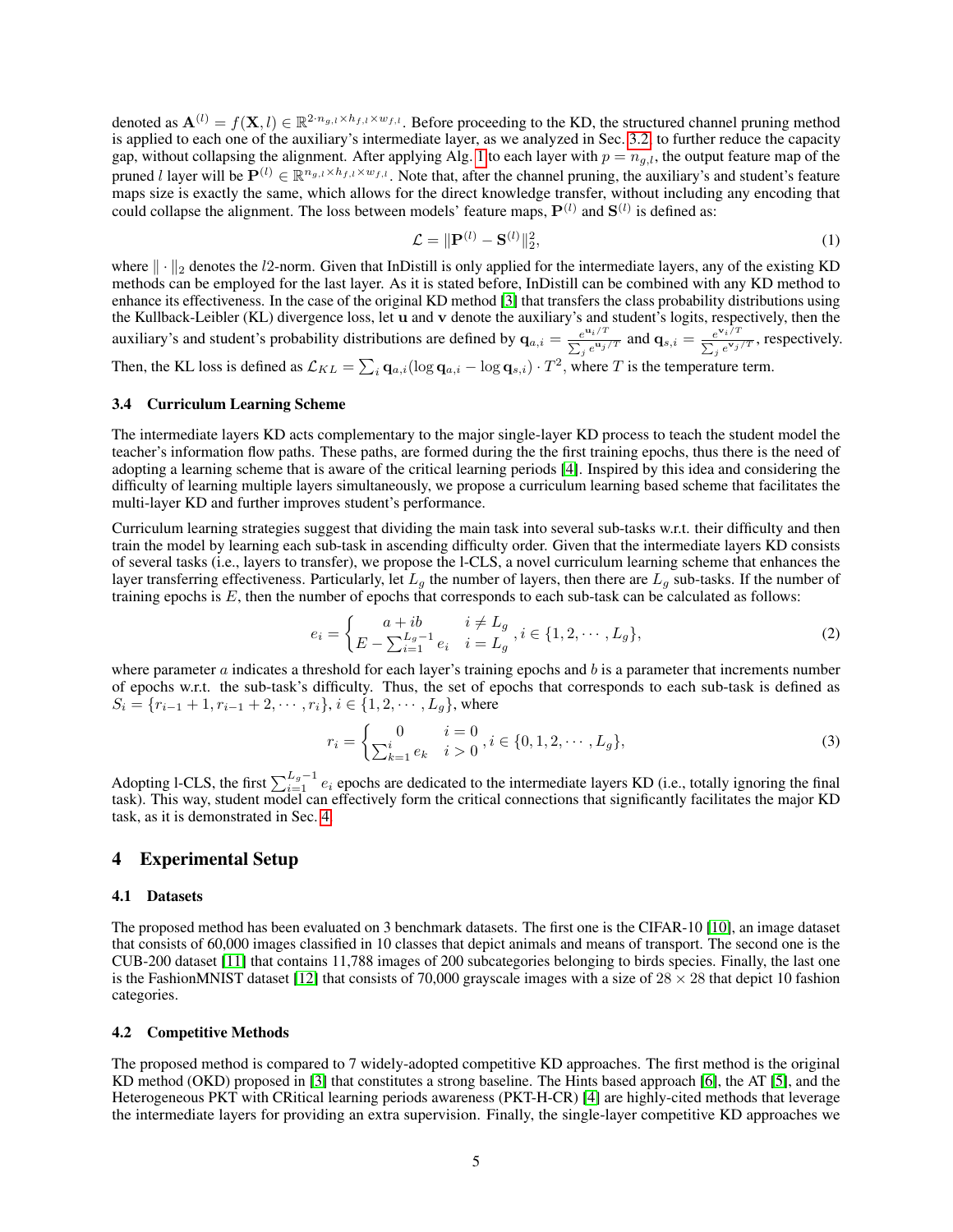denoted as $\mathbf{A}^{(l)} = f(\mathbf{X}, l) \in \mathbb{R}^{2 \cdot n_{g,l} \times h_{f,l} \times w_{f,l}}$. Before proceeding to the KD, the structured channel pruning method is applied to each one of the auxiliary's intermediate layer, as we analyzed in Sec. 3.2, to further reduce the capacity gap, without collapsing the alignment. After applying Alg. 1 to each layer with $p = n_{g,l}$, the output feature map of the pruned $l$ layer will be $\mathbf{P}^{(l)} \in \mathbb{R}^{n_{g,l} \times h_{f,l} \times w_{f,l}}$. Note that, after the channel pruning, the auxiliary's and student's feature maps size is exactly the same, which allows for the direct knowledge transfer, without including any encoding that could collapse the alignment. The loss between models' feature maps, $\mathbf{P}^{(l)}$ and $\mathbf{S}^{(l)}$ is defined as:

$$\mathcal{L} = \|\mathbf{P}^{(l)} - \mathbf{S}^{(l)}\|_2^2, \tag{1}$$

where $\|\cdot\|_2$ denotes the $l2$-norm. Given that InDistill is only applied for the intermediate layers, any of the existing KD methods can be employed for the last layer. As it is stated before, InDistill can be combined with any KD method to enhance its effectiveness. In the case of the original KD method [3] that transfers the class probability distributions using the Kullback-Leibler (KL) divergence loss, let $\mathbf{u}$ and $\mathbf{v}$ denote the auxiliary's and student's logits, respectively, then the auxiliary's and student's probability distributions are defined by $\mathbf{q}_{a,i} = \frac{e^{\mathbf{u}_i/T}}{\sum_j e^{\mathbf{u}_j/T}}$ and $\mathbf{q}_{s,i} = \frac{e^{\mathbf{v}_i/T}}{\sum_j e^{\mathbf{v}_j/T}}$, respectively. Then, the KL loss is defined as $\mathcal{L}_{KL} = \sum_i \mathbf{q}_{a,i}(\log \mathbf{q}_{a,i} - \log \mathbf{q}_{s,i}) \cdot T^2$, where $T$ is the temperature term.

### 3.4 Curriculum Learning Scheme

The intermediate layers KD acts complementary to the major single-layer KD process to teach the student model the teacher's information flow paths. These paths, are formed during the the first training epochs, thus there is the need of adopting a learning scheme that is aware of the critical learning periods [4]. Inspired by this idea and considering the difficulty of learning multiple layers simultaneously, we propose a curriculum learning based scheme that facilitates the multi-layer KD and further improves student's performance.

Curriculum learning strategies suggest that dividing the main task into several sub-tasks w.r.t. their difficulty and then train the model by learning each sub-task in ascending difficulty order. Given that the intermediate layers KD consists of several tasks (i.e., layers to transfer), we propose the l-CLS, a novel curriculum learning scheme that enhances the layer transferring effectiveness. Particularly, let $L_g$ the number of layers, then there are $L_g$ sub-tasks. If the number of training epochs is $E$, then the number of epochs that corresponds to each sub-task can be calculated as follows:

$$e_i = \begin{cases} a + ib & i \neq L_g \\ E - \sum_{i=1}^{L_g - 1} e_i & i = L_g \end{cases}, i \in \{1, 2, \cdots, L_g\}, \tag{2}$$

where parameter $a$ indicates a threshold for each layer's training epochs and $b$ is a parameter that increments number of epochs w.r.t. the sub-task's difficulty. Thus, the set of epochs that corresponds to each sub-task is defined as $S_i = \{r_{i-1} + 1, r_{i-1} + 2, \cdots, r_i\}, i \in \{1, 2, \cdots, L_g\}$, where

$$r_i = \begin{cases} 0 & i = 0 \\ \sum_{k=1}^{i} e_k & i > 0 \end{cases}, i \in \{0, 1, 2, \cdots, L_g\}, \tag{3}$$

Adopting l-CLS, the first $\sum_{i=1}^{L_g - 1} e_i$ epochs are dedicated to the intermediate layers KD (i.e., totally ignoring the final task). This way, student model can effectively form the critical connections that significantly facilitates the major KD task, as it is demonstrated in Sec. 4.

## 4 Experimental Setup

### 4.1 Datasets

The proposed method has been evaluated on 3 benchmark datasets. The first one is the CIFAR-10 [10], an image dataset that consists of 60,000 images classified in 10 classes that depict animals and means of transport. The second one is the CUB-200 dataset [11] that contains 11,788 images of 200 subcategories belonging to birds species. Finally, the last one is the FashionMNIST dataset [12] that consists of 70,000 grayscale images with a size of $28 \times 28$ that depict 10 fashion categories.

### 4.2 Competitive Methods

The proposed method is compared to 7 widely-adopted competitive KD approaches. The first method is the original KD method (OKD) proposed in [3] that constitutes a strong baseline. The Hints based approach [6], the AT [5], and the Heterogeneous PKT with CRitical learning periods awareness (PKT-H-CR) [4] are highly-cited methods that leverage the intermediate layers for providing an extra supervision. Finally, the single-layer competitive KD approaches we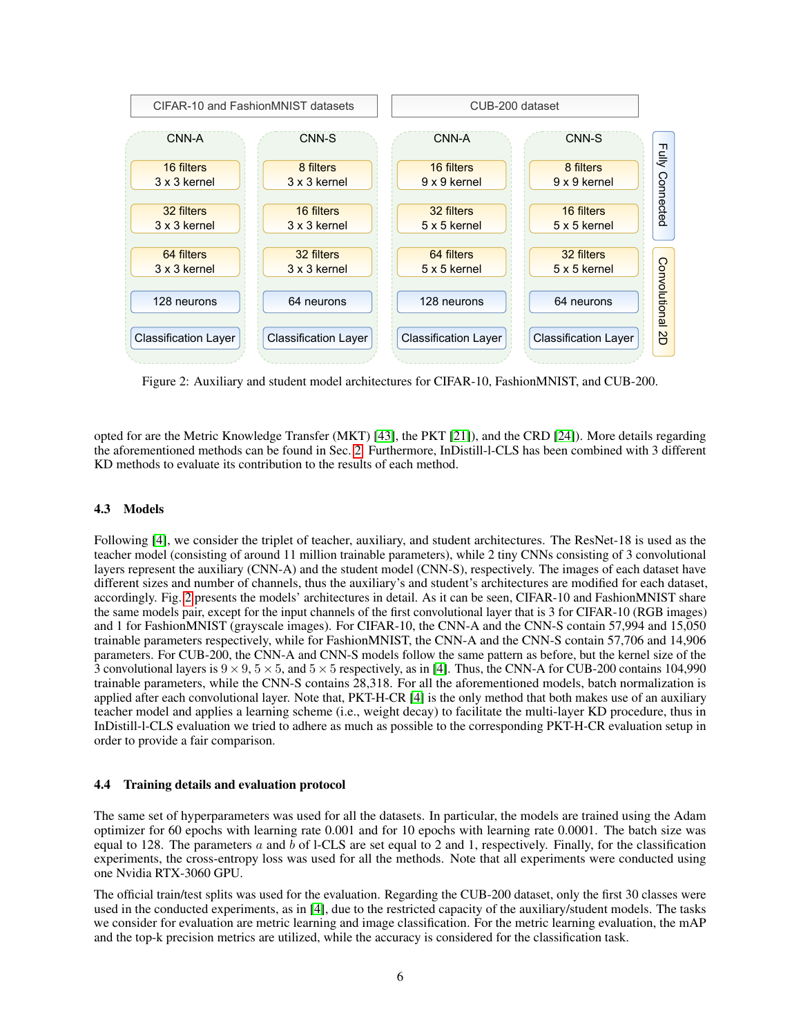CIFAR-10 and FashionMNIST datasets

CNN-A
16 filters 3 x 3 kernel
32 filters 3 x 3 kernel
64 filters 3 x 3 kernel
128 neurons
Classification Layer

CNN-S
8 filters 3 x 3 kernel
16 filters 3 x 3 kernel
32 filters 3 x 3 kernel
64 neurons
Classification Layer

CUB-200 dataset

CNN-A
16 filters 9 x 9 kernel
32 filters 5 x 5 kernel
64 filters 5 x 5 kernel
128 neurons
Classification Layer

CNN-S
8 filters 9 x 9 kernel
16 filters 5 x 5 kernel
32 filters 5 x 5 kernel
64 neurons
Classification Layer

Fully Connected
Convolutional 2D

Figure 2: Auxiliary and student model architectures for CIFAR-10, FashionMNIST, and CUB-200.

opted for are the Metric Knowledge Transfer (MKT) [43], the PKT [21]), and the CRD [24]). More details regarding the aforementioned methods can be found in Sec. 2. Furthermore, InDistill-l-CLS has been combined with 3 different KD methods to evaluate its contribution to the results of each method.

### 4.3 Models

Following [4], we consider the triplet of teacher, auxiliary, and student architectures. The ResNet-18 is used as the teacher model (consisting of around 11 million trainable parameters), while 2 tiny CNNs consisting of 3 convolutional layers represent the auxiliary (CNN-A) and the student model (CNN-S), respectively. The images of each dataset have different sizes and number of channels, thus the auxiliary's and student's architectures are modified for each dataset, accordingly. Fig. 2 presents the models' architectures in detail. As it can be seen, CIFAR-10 and FashionMNIST share the same models pair, except for the input channels of the first convolutional layer that is 3 for CIFAR-10 (RGB images) and 1 for FashionMNIST (grayscale images). For CIFAR-10, the CNN-A and the CNN-S contain 57,994 and 15,050 trainable parameters respectively, while for FashionMNIST, the CNN-A and the CNN-S contain 57,706 and 14,906 parameters. For CUB-200, the CNN-A and CNN-S models follow the same pattern as before, but the kernel size of the 3 convolutional layers is $9 \times 9$, $5 \times 5$, and $5 \times 5$ respectively, as in [4]. Thus, the CNN-A for CUB-200 contains 104,990 trainable parameters, while the CNN-S contains 28,318. For all the aforementioned models, batch normalization is applied after each convolutional layer. Note that, PKT-H-CR [4] is the only method that both makes use of an auxiliary teacher model and applies a learning scheme (i.e., weight decay) to facilitate the multi-layer KD procedure, thus in InDistill-l-CLS evaluation we tried to adhere as much as possible to the corresponding PKT-H-CR evaluation setup in order to provide a fair comparison.

### 4.4 Training details and evaluation protocol

The same set of hyperparameters was used for all the datasets. In particular, the models are trained using the Adam optimizer for 60 epochs with learning rate 0.001 and for 10 epochs with learning rate 0.0001. The batch size was equal to 128. The parameters $a$ and $b$ of l-CLS are set equal to 2 and 1, respectively. Finally, for the classification experiments, the cross-entropy loss was used for all the methods. Note that all experiments were conducted using one Nvidia RTX-3060 GPU.

The official train/test splits was used for the evaluation. Regarding the CUB-200 dataset, only the first 30 classes were used in the conducted experiments, as in [4], due to the restricted capacity of the auxiliary/student models. The tasks we consider for evaluation are metric learning and image classification. For the metric learning evaluation, the mAP and the top-k precision metrics are utilized, while the accuracy is considered for the classification task.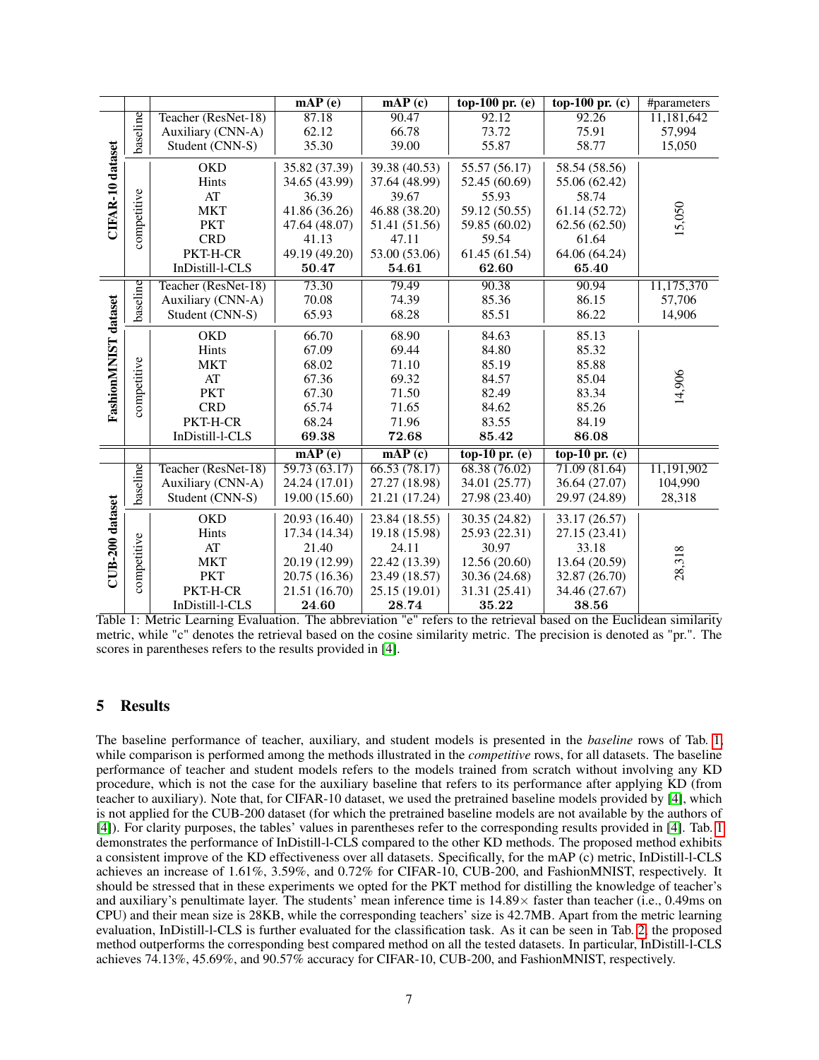| | | | mAP (e) | mAP (c) | top-100 pr. (e) | top-100 pr. (c) | #parameters |
|---|---|---|---|---|---|---|---|
| CIFAR-10 dataset | baseline | Teacher (ResNet-18) | 87.18 | 90.47 | 92.12 | 92.26 | 11,181,642 |
| | | Auxiliary (CNN-A) | 62.12 | 66.78 | 73.72 | 75.91 | 57,994 |
| | | Student (CNN-S) | 35.30 | 39.00 | 55.87 | 58.77 | 15,050 |
| | competitive | OKD | 35.82 (37.39) | 39.38 (40.53) | 55.57 (56.17) | 58.54 (58.56) | 15,050 |
| | | Hints | 34.65 (43.99) | 37.64 (48.99) | 52.45 (60.69) | 55.06 (62.42) | |
| | | AT | 36.39 | 39.67 | 55.93 | 58.74 | |
| | | MKT | 41.86 (36.26) | 46.88 (38.20) | 59.12 (50.55) | 61.14 (52.72) | |
| | | PKT | 47.64 (48.07) | 51.41 (51.56) | 59.85 (60.02) | 62.56 (62.50) | |
| | | CRD | 41.13 | 47.11 | 59.54 | 61.64 | |
| | | PKT-H-CR | 49.19 (49.20) | 53.00 (53.06) | 61.45 (61.54) | 64.06 (64.24) | |
| | | InDistill-l-CLS | **50.47** | **54.61** | **62.60** | **65.40** | |
| FashionMNIST dataset | baseline | Teacher (ResNet-18) | 73.30 | 79.49 | 90.38 | 90.94 | 11,175,370 |
| | | Auxiliary (CNN-A) | 70.08 | 74.39 | 85.36 | 86.15 | 57,706 |
| | | Student (CNN-S) | 65.93 | 68.28 | 85.51 | 86.22 | 14,906 |
| | competitive | OKD | 66.70 | 68.90 | 84.63 | 85.13 | 14,906 |
| | | Hints | 67.09 | 69.44 | 84.80 | 85.32 | |
| | | MKT | 68.02 | 71.10 | 85.19 | 85.88 | |
| | | AT | 67.36 | 69.32 | 84.57 | 85.04 | |
| | | PKT | 67.30 | 71.50 | 82.49 | 83.34 | |
| | | CRD | 65.74 | 71.65 | 84.62 | 85.26 | |
| | | PKT-H-CR | 68.24 | 71.96 | 83.55 | 84.19 | |
| | | InDistill-l-CLS | **69.38** | **72.68** | **85.42** | **86.08** | |
| | | | **mAP (e)** | **mAP (c)** | **top-10 pr. (e)** | **top-10 pr. (c)** | |
| CUB-200 dataset | baseline | Teacher (ResNet-18) | 59.73 (63.17) | 66.53 (78.17) | 68.38 (76.02) | 71.09 (81.64) | 11,191,902 |
| | | Auxiliary (CNN-A) | 24.24 (17.01) | 27.27 (18.98) | 34.01 (25.77) | 36.64 (27.07) | 104,990 |
| | | Student (CNN-S) | 19.00 (15.60) | 21.21 (17.24) | 27.98 (23.40) | 29.97 (24.89) | 28,318 |
| | competitive | OKD | 20.93 (16.40) | 23.84 (18.55) | 30.35 (24.82) | 33.17 (26.57) | 28,318 |
| | | Hints | 17.34 (14.34) | 19.18 (15.98) | 25.93 (22.31) | 27.15 (23.41) | |
| | | AT | 21.40 | 24.11 | 30.97 | 33.18 | |
| | | MKT | 20.19 (12.99) | 22.42 (13.39) | 12.56 (20.60) | 13.64 (20.59) | |
| | | PKT | 20.75 (16.36) | 23.49 (18.57) | 30.36 (24.68) | 32.87 (26.70) | |
| | | PKT-H-CR | 21.51 (16.70) | 25.15 (19.01) | 31.31 (25.41) | 34.46 (27.67) | |
| | | InDistill-l-CLS | **24.60** | **28.74** | **35.22** | **38.56** | |

Table 1: Metric Learning Evaluation. The abbreviation "e" refers to the retrieval based on the Euclidean similarity metric, while "c" denotes the retrieval based on the cosine similarity metric. The precision is denoted as "pr.". The scores in parentheses refers to the results provided in [4].

## 5 Results

The baseline performance of teacher, auxiliary, and student models is presented in the *baseline* rows of Tab. 1, while comparison is performed among the methods illustrated in the *competitive* rows, for all datasets. The baseline performance of teacher and student models refers to the models trained from scratch without involving any KD procedure, which is not the case for the auxiliary baseline that refers to its performance after applying KD (from teacher to auxiliary). Note that, for CIFAR-10 dataset, we used the pretrained baseline models provided by [4], which is not applied for the CUB-200 dataset (for which the pretrained baseline models are not available by the authors of [4]). For clarity purposes, the tables' values in parentheses refer to the corresponding results provided in [4]. Tab. 1 demonstrates the performance of InDistill-l-CLS compared to the other KD methods. The proposed method exhibits a consistent improve of the KD effectiveness over all datasets. Specifically, for the mAP (c) metric, InDistill-l-CLS achieves an increase of 1.61%, 3.59%, and 0.72% for CIFAR-10, CUB-200, and FashionMNIST, respectively. It should be stressed that in these experiments we opted for the PKT method for distilling the knowledge of teacher's and auxiliary's penultimate layer. The students' mean inference time is 14.89× faster than teacher (i.e., 0.49ms on CPU) and their mean size is 28KB, while the corresponding teachers' size is 42.7MB. Apart from the metric learning evaluation, InDistill-l-CLS is further evaluated for the classification task. As it can be seen in Tab. 2, the proposed method outperforms the corresponding best compared method on all the tested datasets. In particular, InDistill-l-CLS achieves 74.13%, 45.69%, and 90.57% accuracy for CIFAR-10, CUB-200, and FashionMNIST, respectively.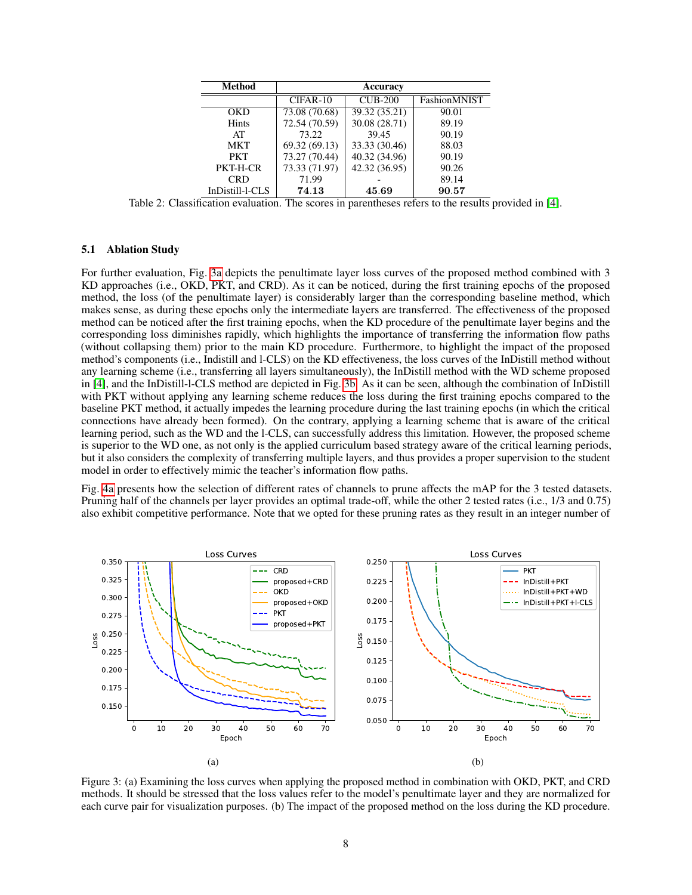| Method | Accuracy | | |
|---|---|---|---|
| | CIFAR-10 | CUB-200 | FashionMNIST |
| OKD | 73.08 (70.68) | 39.32 (35.21) | 90.01 |
| Hints | 72.54 (70.59) | 30.08 (28.71) | 89.19 |
| AT | 73.22 | 39.45 | 90.19 |
| MKT | 69.32 (69.13) | 33.33 (30.46) | 88.03 |
| PKT | 73.27 (70.44) | 40.32 (34.96) | 90.19 |
| PKT-H-CR | 73.33 (71.97) | 42.32 (36.95) | 90.26 |
| CRD | 71.99 | - | 89.14 |
| InDistill-l-CLS | **74.13** | **45.69** | **90.57** |

Table 2: Classification evaluation. The scores in parentheses refers to the results provided in [4].

### 5.1 Ablation Study

For further evaluation, Fig. 3a depicts the penultimate layer loss curves of the proposed method combined with 3 KD approaches (i.e., OKD, PKT, and CRD). As it can be noticed, during the first training epochs of the proposed method, the loss (of the penultimate layer) is considerably larger than the corresponding baseline method, which makes sense, as during these epochs only the intermediate layers are transferred. The effectiveness of the proposed method can be noticed after the first training epochs, when the KD procedure of the penultimate layer begins and the corresponding loss diminishes rapidly, which highlights the importance of transferring the information flow paths (without collapsing them) prior to the main KD procedure. Furthermore, to highlight the impact of the proposed method's components (i.e., Indistill and l-CLS) on the KD effectiveness, the loss curves of the InDistill method without any learning scheme (i.e., transferring all layers simultaneously), the InDistill method with the WD scheme proposed in [4], and the InDistill-l-CLS method are depicted in Fig. 3b. As it can be seen, although the combination of InDistill with PKT without applying any learning scheme reduces the loss during the first training epochs compared to the baseline PKT method, it actually impedes the learning procedure during the last training epochs (in which the critical connections have already been formed). On the contrary, applying a learning scheme that is aware of the critical learning period, such as the WD and the l-CLS, can successfully address this limitation. However, the proposed scheme is superior to the WD one, as not only is the applied curriculum based strategy aware of the critical learning periods, but it also considers the complexity of transferring multiple layers, and thus provides a proper supervision to the student model in order to effectively mimic the teacher's information flow paths.

Fig. 4a presents how the selection of different rates of channels to prune affects the mAP for the 3 tested datasets. Pruning half of the channels per layer provides an optimal trade-off, while the other 2 tested rates (i.e., 1/3 and 0.75) also exhibit competitive performance. Note that we opted for these pruning rates as they result in an integer number of

Loss Curves

0.350
0.325
0.300
0.275
0.250
0.225
0.200
0.175
0.150

Loss

0 10 20 30 40 50 60 70

Epoch

CRD
proposed+CRD
OKD
proposed+OKD
PKT
proposed+PKT

(a)

Loss Curves

0.250
0.225
0.200
0.175
0.150
0.125
0.100
0.075
0.050

Loss

0 10 20 30 40 50 60 70

Epoch

PKT
InDistill+PKT
InDistill+PKT+WD
InDistill+PKT+l-CLS

(b)

Figure 3: (a) Examining the loss curves when applying the proposed method in combination with OKD, PKT, and CRD methods. It should be stressed that the loss values refer to the model's penultimate layer and they are normalized for each curve pair for visualization purposes. (b) The impact of the proposed method on the loss during the KD procedure.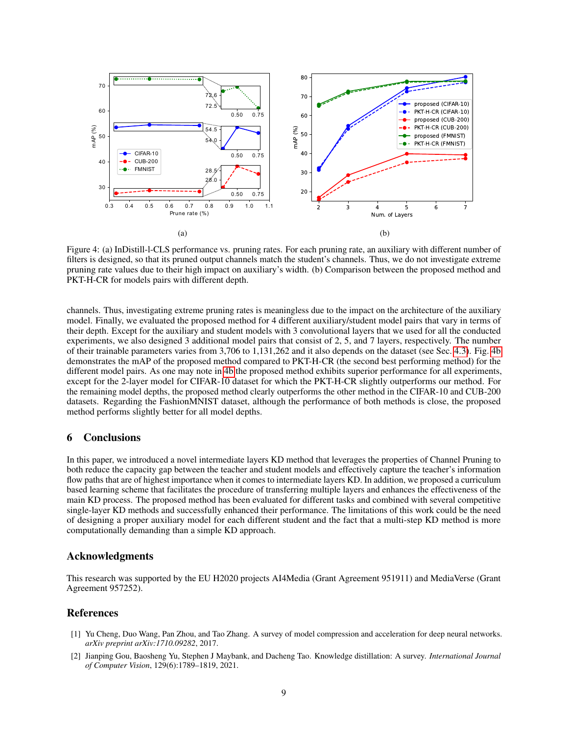(a) plot:
mAP (%)
Prune rate (%)
0.3 0.4 0.5 0.6 0.7 0.8 0.9 1.0 1.1
30 40 50 60 70
CIFAR-10
CUB-200
FMNIST
72.6
72.5
0.50 0.75
54.5
54.0
0.50 0.75
28.5
28.0
0.50 0.75

(b) plot:
mAP (%)
Num. of Layers
2 3 4 5 6 7
20 30 40 50 60 70 80
proposed (CIFAR-10)
PKT-H-CR (CIFAR-10)
proposed (CUB-200)
PKT-H-CR (CUB-200)
proposed (FMNIST)
PKT-H-CR (FMNIST)

(a)

(b)

Figure 4: (a) InDistill-l-CLS performance vs. pruning rates. For each pruning rate, an auxiliary with different number of filters is designed, so that its pruned output channels match the student's channels. Thus, we do not investigate extreme pruning rate values due to their high impact on auxiliary's width. (b) Comparison between the proposed method and PKT-H-CR for models pairs with different depth.

channels. Thus, investigating extreme pruning rates is meaningless due to the impact on the architecture of the auxiliary model. Finally, we evaluated the proposed method for 4 different auxiliary/student model pairs that vary in terms of their depth. Except for the auxiliary and student models with 3 convolutional layers that we used for all the conducted experiments, we also designed 3 additional model pairs that consist of 2, 5, and 7 layers, respectively. The number of their trainable parameters varies from 3,706 to 1,131,262 and it also depends on the dataset (see Sec. 4.3). Fig. 4b demonstrates the mAP of the proposed method compared to PKT-H-CR (the second best performing method) for the different model pairs. As one may note in 4b the proposed method exhibits superior performance for all experiments, except for the 2-layer model for CIFAR-10 dataset for which the PKT-H-CR slightly outperforms our method. For the remaining model depths, the proposed method clearly outperforms the other method in the CIFAR-10 and CUB-200 datasets. Regarding the FashionMNIST dataset, although the performance of both methods is close, the proposed method performs slightly better for all model depths.

## 6 Conclusions

In this paper, we introduced a novel intermediate layers KD method that leverages the properties of Channel Pruning to both reduce the capacity gap between the teacher and student models and effectively capture the teacher's information flow paths that are of highest importance when it comes to intermediate layers KD. In addition, we proposed a curriculum based learning scheme that facilitates the procedure of transferring multiple layers and enhances the effectiveness of the main KD process. The proposed method has been evaluated for different tasks and combined with several competitive single-layer KD methods and successfully enhanced their performance. The limitations of this work could be the need of designing a proper auxiliary model for each different student and the fact that a multi-step KD method is more computationally demanding than a simple KD approach.

## Acknowledgments

This research was supported by the EU H2020 projects AI4Media (Grant Agreement 951911) and MediaVerse (Grant Agreement 957252).

## References

[1] Yu Cheng, Duo Wang, Pan Zhou, and Tao Zhang. A survey of model compression and acceleration for deep neural networks. *arXiv preprint arXiv:1710.09282*, 2017.

[2] Jianping Gou, Baosheng Yu, Stephen J Maybank, and Dacheng Tao. Knowledge distillation: A survey. *International Journal of Computer Vision*, 129(6):1789–1819, 2021.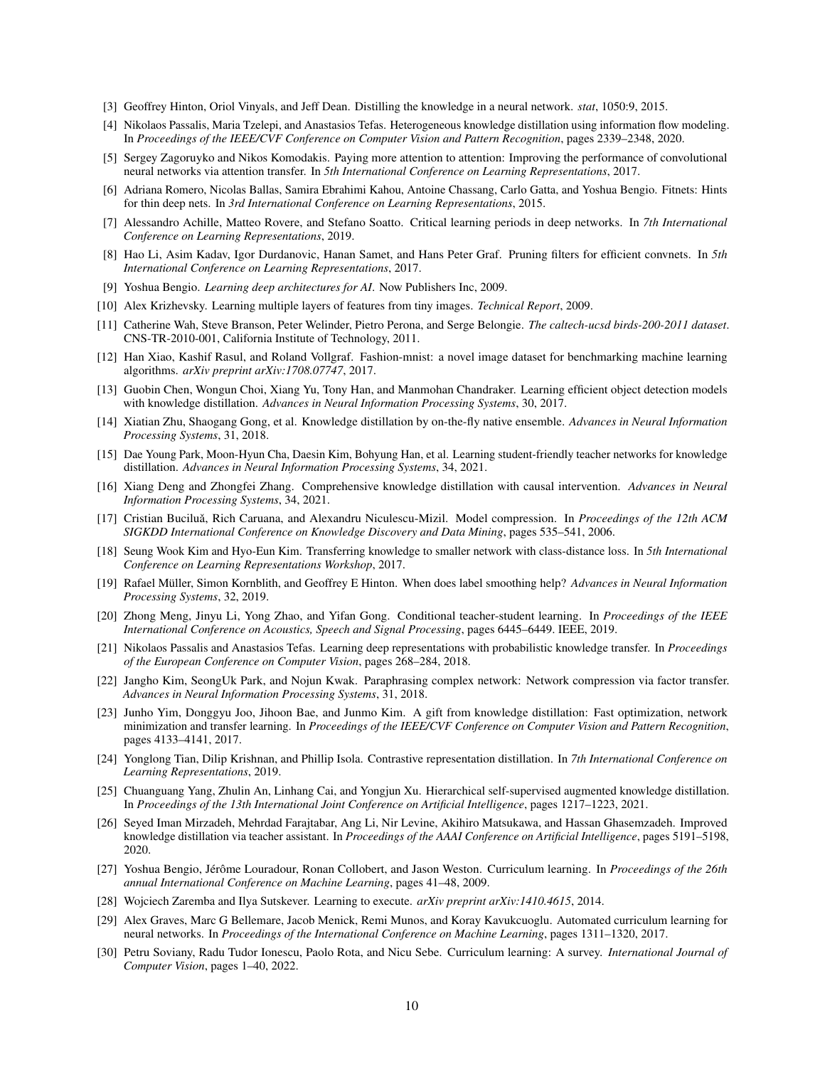[3] Geoffrey Hinton, Oriol Vinyals, and Jeff Dean. Distilling the knowledge in a neural network. *stat*, 1050:9, 2015.

[4] Nikolaos Passalis, Maria Tzelepi, and Anastasios Tefas. Heterogeneous knowledge distillation using information flow modeling. In *Proceedings of the IEEE/CVF Conference on Computer Vision and Pattern Recognition*, pages 2339–2348, 2020.

[5] Sergey Zagoruyko and Nikos Komodakis. Paying more attention to attention: Improving the performance of convolutional neural networks via attention transfer. In *5th International Conference on Learning Representations*, 2017.

[6] Adriana Romero, Nicolas Ballas, Samira Ebrahimi Kahou, Antoine Chassang, Carlo Gatta, and Yoshua Bengio. Fitnets: Hints for thin deep nets. In *3rd International Conference on Learning Representations*, 2015.

[7] Alessandro Achille, Matteo Rovere, and Stefano Soatto. Critical learning periods in deep networks. In *7th International Conference on Learning Representations*, 2019.

[8] Hao Li, Asim Kadav, Igor Durdanovic, Hanan Samet, and Hans Peter Graf. Pruning filters for efficient convnets. In *5th International Conference on Learning Representations*, 2017.

[9] Yoshua Bengio. *Learning deep architectures for AI*. Now Publishers Inc, 2009.

[10] Alex Krizhevsky. Learning multiple layers of features from tiny images. *Technical Report*, 2009.

[11] Catherine Wah, Steve Branson, Peter Welinder, Pietro Perona, and Serge Belongie. *The caltech-ucsd birds-200-2011 dataset*. CNS-TR-2010-001, California Institute of Technology, 2011.

[12] Han Xiao, Kashif Rasul, and Roland Vollgraf. Fashion-mnist: a novel image dataset for benchmarking machine learning algorithms. *arXiv preprint arXiv:1708.07747*, 2017.

[13] Guobin Chen, Wongun Choi, Xiang Yu, Tony Han, and Manmohan Chandraker. Learning efficient object detection models with knowledge distillation. *Advances in Neural Information Processing Systems*, 30, 2017.

[14] Xiatian Zhu, Shaogang Gong, et al. Knowledge distillation by on-the-fly native ensemble. *Advances in Neural Information Processing Systems*, 31, 2018.

[15] Dae Young Park, Moon-Hyun Cha, Daesin Kim, Bohyung Han, et al. Learning student-friendly teacher networks for knowledge distillation. *Advances in Neural Information Processing Systems*, 34, 2021.

[16] Xiang Deng and Zhongfei Zhang. Comprehensive knowledge distillation with causal intervention. *Advances in Neural Information Processing Systems*, 34, 2021.

[17] Cristian Buciluă, Rich Caruana, and Alexandru Niculescu-Mizil. Model compression. In *Proceedings of the 12th ACM SIGKDD International Conference on Knowledge Discovery and Data Mining*, pages 535–541, 2006.

[18] Seung Wook Kim and Hyo-Eun Kim. Transferring knowledge to smaller network with class-distance loss. In *5th International Conference on Learning Representations Workshop*, 2017.

[19] Rafael Müller, Simon Kornblith, and Geoffrey E Hinton. When does label smoothing help? *Advances in Neural Information Processing Systems*, 32, 2019.

[20] Zhong Meng, Jinyu Li, Yong Zhao, and Yifan Gong. Conditional teacher-student learning. In *Proceedings of the IEEE International Conference on Acoustics, Speech and Signal Processing*, pages 6445–6449. IEEE, 2019.

[21] Nikolaos Passalis and Anastasios Tefas. Learning deep representations with probabilistic knowledge transfer. In *Proceedings of the European Conference on Computer Vision*, pages 268–284, 2018.

[22] Jangho Kim, SeongUk Park, and Nojun Kwak. Paraphrasing complex network: Network compression via factor transfer. *Advances in Neural Information Processing Systems*, 31, 2018.

[23] Junho Yim, Donggyu Joo, Jihoon Bae, and Junmo Kim. A gift from knowledge distillation: Fast optimization, network minimization and transfer learning. In *Proceedings of the IEEE/CVF Conference on Computer Vision and Pattern Recognition*, pages 4133–4141, 2017.

[24] Yonglong Tian, Dilip Krishnan, and Phillip Isola. Contrastive representation distillation. In *7th International Conference on Learning Representations*, 2019.

[25] Chuanguang Yang, Zhulin An, Linhang Cai, and Yongjun Xu. Hierarchical self-supervised augmented knowledge distillation. In *Proceedings of the 13th International Joint Conference on Artificial Intelligence*, pages 1217–1223, 2021.

[26] Seyed Iman Mirzadeh, Mehrdad Farajtabar, Ang Li, Nir Levine, Akihiro Matsukawa, and Hassan Ghasemzadeh. Improved knowledge distillation via teacher assistant. In *Proceedings of the AAAI Conference on Artificial Intelligence*, pages 5191–5198, 2020.

[27] Yoshua Bengio, Jérôme Louradour, Ronan Collobert, and Jason Weston. Curriculum learning. In *Proceedings of the 26th annual International Conference on Machine Learning*, pages 41–48, 2009.

[28] Wojciech Zaremba and Ilya Sutskever. Learning to execute. *arXiv preprint arXiv:1410.4615*, 2014.

[29] Alex Graves, Marc G Bellemare, Jacob Menick, Remi Munos, and Koray Kavukcuoglu. Automated curriculum learning for neural networks. In *Proceedings of the International Conference on Machine Learning*, pages 1311–1320, 2017.

[30] Petru Soviany, Radu Tudor Ionescu, Paolo Rota, and Nicu Sebe. Curriculum learning: A survey. *International Journal of Computer Vision*, pages 1–40, 2022.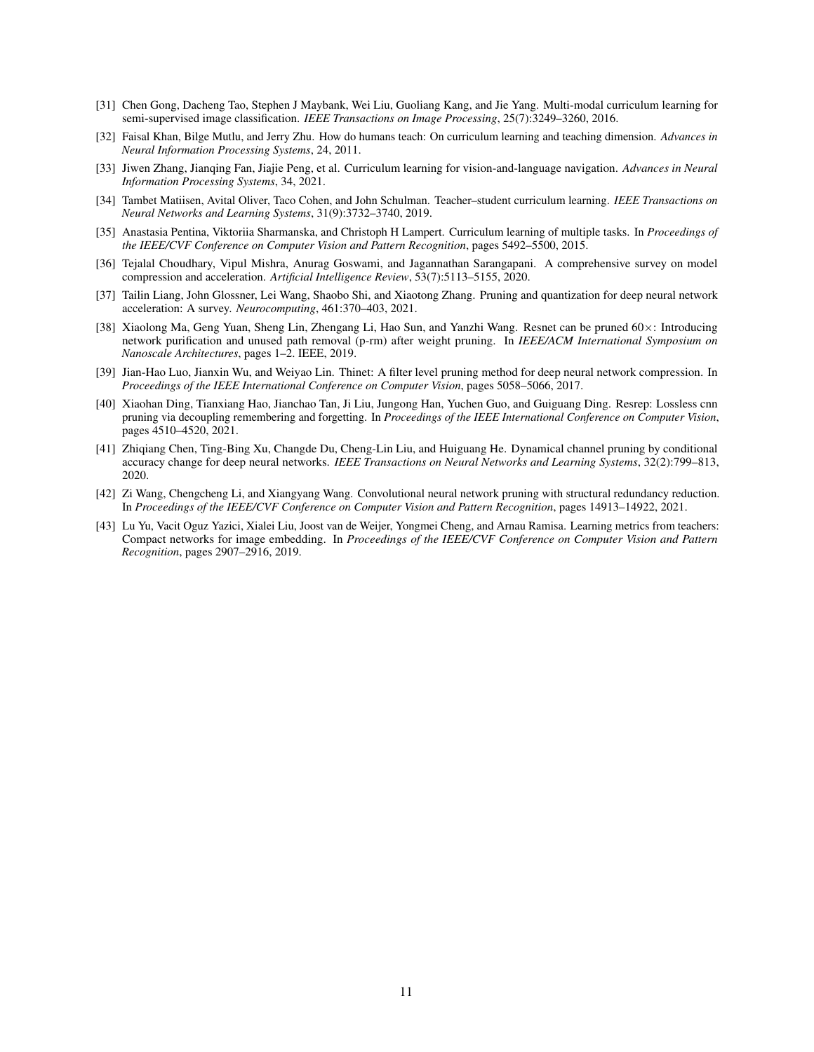[31] Chen Gong, Dacheng Tao, Stephen J Maybank, Wei Liu, Guoliang Kang, and Jie Yang. Multi-modal curriculum learning for semi-supervised image classification. *IEEE Transactions on Image Processing*, 25(7):3249–3260, 2016.

[32] Faisal Khan, Bilge Mutlu, and Jerry Zhu. How do humans teach: On curriculum learning and teaching dimension. *Advances in Neural Information Processing Systems*, 24, 2011.

[33] Jiwen Zhang, Jianqing Fan, Jiajie Peng, et al. Curriculum learning for vision-and-language navigation. *Advances in Neural Information Processing Systems*, 34, 2021.

[34] Tambet Matiisen, Avital Oliver, Taco Cohen, and John Schulman. Teacher–student curriculum learning. *IEEE Transactions on Neural Networks and Learning Systems*, 31(9):3732–3740, 2019.

[35] Anastasia Pentina, Viktoriia Sharmanska, and Christoph H Lampert. Curriculum learning of multiple tasks. In *Proceedings of the IEEE/CVF Conference on Computer Vision and Pattern Recognition*, pages 5492–5500, 2015.

[36] Tejalal Choudhary, Vipul Mishra, Anurag Goswami, and Jagannathan Sarangapani. A comprehensive survey on model compression and acceleration. *Artificial Intelligence Review*, 53(7):5113–5155, 2020.

[37] Tailin Liang, John Glossner, Lei Wang, Shaobo Shi, and Xiaotong Zhang. Pruning and quantization for deep neural network acceleration: A survey. *Neurocomputing*, 461:370–403, 2021.

[38] Xiaolong Ma, Geng Yuan, Sheng Lin, Zhengang Li, Hao Sun, and Yanzhi Wang. Resnet can be pruned 60×: Introducing network purification and unused path removal (p-rm) after weight pruning. In *IEEE/ACM International Symposium on Nanoscale Architectures*, pages 1–2. IEEE, 2019.

[39] Jian-Hao Luo, Jianxin Wu, and Weiyao Lin. Thinet: A filter level pruning method for deep neural network compression. In *Proceedings of the IEEE International Conference on Computer Vision*, pages 5058–5066, 2017.

[40] Xiaohan Ding, Tianxiang Hao, Jianchao Tan, Ji Liu, Jungong Han, Yuchen Guo, and Guiguang Ding. Resrep: Lossless cnn pruning via decoupling remembering and forgetting. In *Proceedings of the IEEE International Conference on Computer Vision*, pages 4510–4520, 2021.

[41] Zhiqiang Chen, Ting-Bing Xu, Changde Du, Cheng-Lin Liu, and Huiguang He. Dynamical channel pruning by conditional accuracy change for deep neural networks. *IEEE Transactions on Neural Networks and Learning Systems*, 32(2):799–813, 2020.

[42] Zi Wang, Chengcheng Li, and Xiangyang Wang. Convolutional neural network pruning with structural redundancy reduction. In *Proceedings of the IEEE/CVF Conference on Computer Vision and Pattern Recognition*, pages 14913–14922, 2021.

[43] Lu Yu, Vacit Oguz Yazici, Xialei Liu, Joost van de Weijer, Yongmei Cheng, and Arnau Ramisa. Learning metrics from teachers: Compact networks for image embedding. In *Proceedings of the IEEE/CVF Conference on Computer Vision and Pattern Recognition*, pages 2907–2916, 2019.